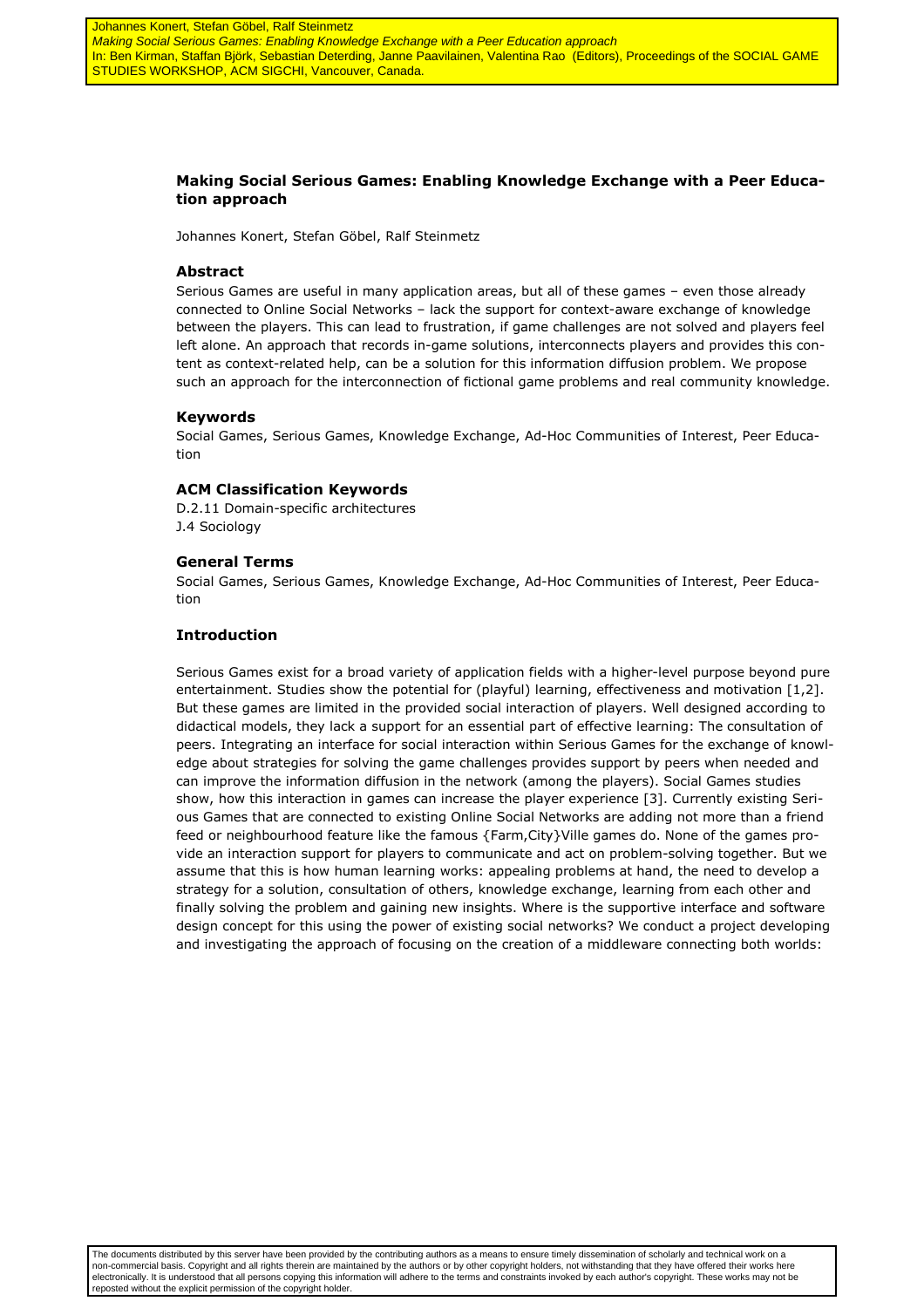Johannes Konert, Stefan Göbel, Ralf Steinmetz
*Making Social Serious Games: Enabling Knowledge Exchange with a Peer Education approach*
In: Ben Kirman, Staffan Björk, Sebastian Deterding, Janne Paavilainen, Valentina Rao (Editors), Proceedings of the SOCIAL GAME STUDIES WORKSHOP, ACM SIGCHI, Vancouver, Canada.

# Making Social Serious Games: Enabling Knowledge Exchange with a Peer Education approach

Johannes Konert, Stefan Göbel, Ralf Steinmetz

## Abstract

Serious Games are useful in many application areas, but all of these games – even those already connected to Online Social Networks – lack the support for context-aware exchange of knowledge between the players. This can lead to frustration, if game challenges are not solved and players feel left alone. An approach that records in-game solutions, interconnects players and provides this content as context-related help, can be a solution for this information diffusion problem. We propose such an approach for the interconnection of fictional game problems and real community knowledge.

## Keywords

Social Games, Serious Games, Knowledge Exchange, Ad-Hoc Communities of Interest, Peer Education

## ACM Classification Keywords

D.2.11 Domain-specific architectures
J.4 Sociology

## General Terms

Social Games, Serious Games, Knowledge Exchange, Ad-Hoc Communities of Interest, Peer Education

## Introduction

Serious Games exist for a broad variety of application fields with a higher-level purpose beyond pure entertainment. Studies show the potential for (playful) learning, effectiveness and motivation [1,2]. But these games are limited in the provided social interaction of players. Well designed according to didactical models, they lack a support for an essential part of effective learning: The consultation of peers. Integrating an interface for social interaction within Serious Games for the exchange of knowledge about strategies for solving the game challenges provides support by peers when needed and can improve the information diffusion in the network (among the players). Social Games studies show, how this interaction in games can increase the player experience [3]. Currently existing Serious Games that are connected to existing Online Social Networks are adding not more than a friend feed or neighbourhood feature like the famous {Farm,City}Ville games do. None of the games provide an interaction support for players to communicate and act on problem-solving together. But we assume that this is how human learning works: appealing problems at hand, the need to develop a strategy for a solution, consultation of others, knowledge exchange, learning from each other and finally solving the problem and gaining new insights. Where is the supportive interface and software design concept for this using the power of existing social networks? We conduct a project developing and investigating the approach of focusing on the creation of a middleware connecting both worlds:

The documents distributed by this server have been provided by the contributing authors as a means to ensure timely dissemination of scholarly and technical work on a non-commercial basis. Copyright and all rights therein are maintained by the authors or by other copyright holders, not withstanding that they have offered their works here electronically. It is understood that all persons copying this information will adhere to the terms and constraints invoked by each author's copyright. These works may not be reposted without the explicit permission of the copyright holder.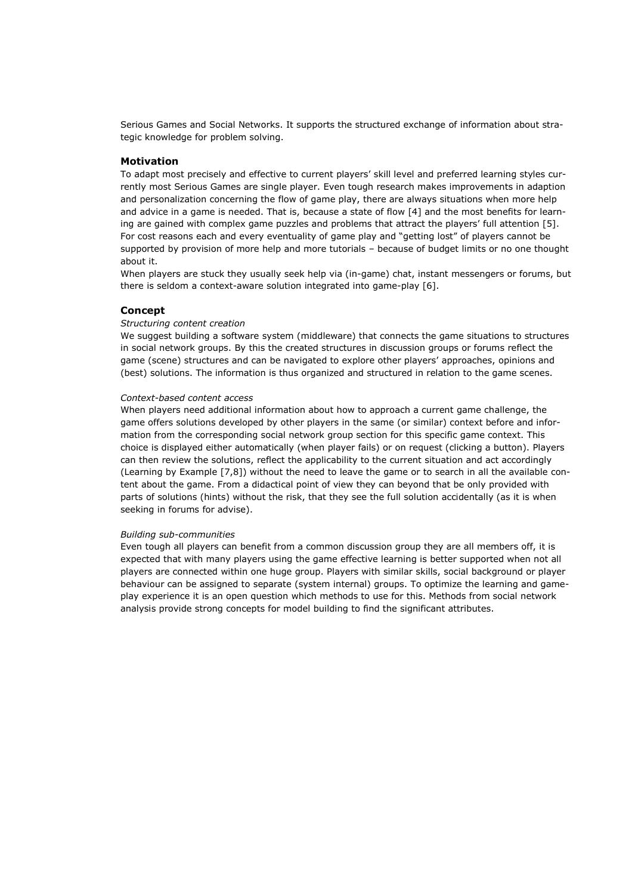Serious Games and Social Networks. It supports the structured exchange of information about strategic knowledge for problem solving.

### Motivation

To adapt most precisely and effective to current players' skill level and preferred learning styles currently most Serious Games are single player. Even tough research makes improvements in adaption and personalization concerning the flow of game play, there are always situations when more help and advice in a game is needed. That is, because a state of flow [4] and the most benefits for learning are gained with complex game puzzles and problems that attract the players' full attention [5]. For cost reasons each and every eventuality of game play and "getting lost" of players cannot be supported by provision of more help and more tutorials – because of budget limits or no one thought about it.

When players are stuck they usually seek help via (in-game) chat, instant messengers or forums, but there is seldom a context-aware solution integrated into game-play [6].

### Concept

*Structuring content creation*

We suggest building a software system (middleware) that connects the game situations to structures in social network groups. By this the created structures in discussion groups or forums reflect the game (scene) structures and can be navigated to explore other players' approaches, opinions and (best) solutions. The information is thus organized and structured in relation to the game scenes.

*Context-based content access*

When players need additional information about how to approach a current game challenge, the game offers solutions developed by other players in the same (or similar) context before and information from the corresponding social network group section for this specific game context. This choice is displayed either automatically (when player fails) or on request (clicking a button). Players can then review the solutions, reflect the applicability to the current situation and act accordingly (Learning by Example [7,8]) without the need to leave the game or to search in all the available content about the game. From a didactical point of view they can beyond that be only provided with parts of solutions (hints) without the risk, that they see the full solution accidentally (as it is when seeking in forums for advise).

*Building sub-communities*

Even tough all players can benefit from a common discussion group they are all members off, it is expected that with many players using the game effective learning is better supported when not all players are connected within one huge group. Players with similar skills, social background or player behaviour can be assigned to separate (system internal) groups. To optimize the learning and gameplay experience it is an open question which methods to use for this. Methods from social network analysis provide strong concepts for model building to find the significant attributes.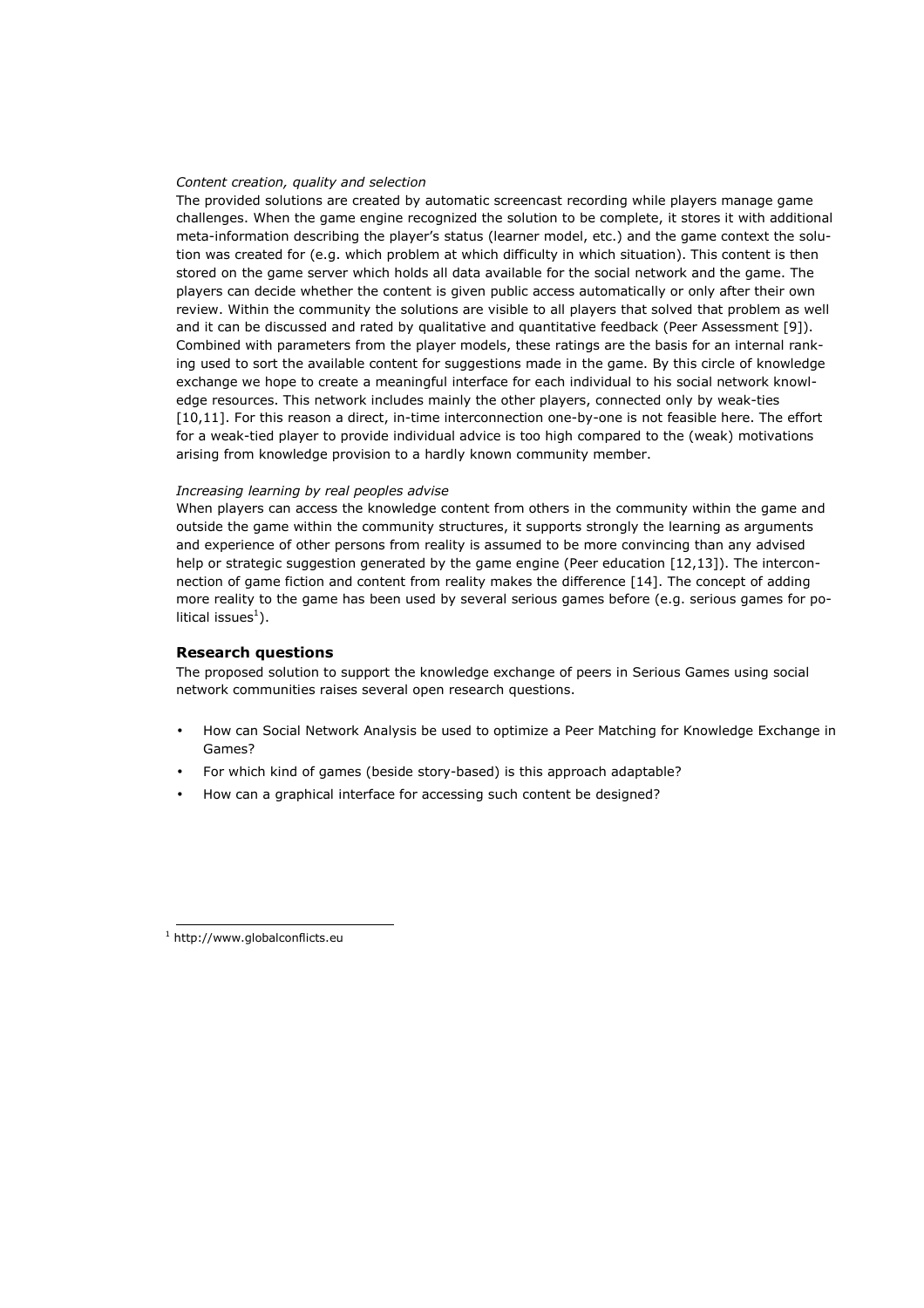*Content creation, quality and selection*

The provided solutions are created by automatic screencast recording while players manage game challenges. When the game engine recognized the solution to be complete, it stores it with additional meta-information describing the player's status (learner model, etc.) and the game context the solution was created for (e.g. which problem at which difficulty in which situation). This content is then stored on the game server which holds all data available for the social network and the game. The players can decide whether the content is given public access automatically or only after their own review. Within the community the solutions are visible to all players that solved that problem as well and it can be discussed and rated by qualitative and quantitative feedback (Peer Assessment [9]). Combined with parameters from the player models, these ratings are the basis for an internal ranking used to sort the available content for suggestions made in the game. By this circle of knowledge exchange we hope to create a meaningful interface for each individual to his social network knowledge resources. This network includes mainly the other players, connected only by weak-ties [10,11]. For this reason a direct, in-time interconnection one-by-one is not feasible here. The effort for a weak-tied player to provide individual advice is too high compared to the (weak) motivations arising from knowledge provision to a hardly known community member.

*Increasing learning by real peoples advise*

When players can access the knowledge content from others in the community within the game and outside the game within the community structures, it supports strongly the learning as arguments and experience of other persons from reality is assumed to be more convincing than any advised help or strategic suggestion generated by the game engine (Peer education [12,13]). The interconnection of game fiction and content from reality makes the difference [14]. The concept of adding more reality to the game has been used by several serious games before (e.g. serious games for political issues[1]).

## Research questions

The proposed solution to support the knowledge exchange of peers in Serious Games using social network communities raises several open research questions.

- How can Social Network Analysis be used to optimize a Peer Matching for Knowledge Exchange in Games?
- For which kind of games (beside story-based) is this approach adaptable?
- How can a graphical interface for accessing such content be designed?

[1] http://www.globalconflicts.eu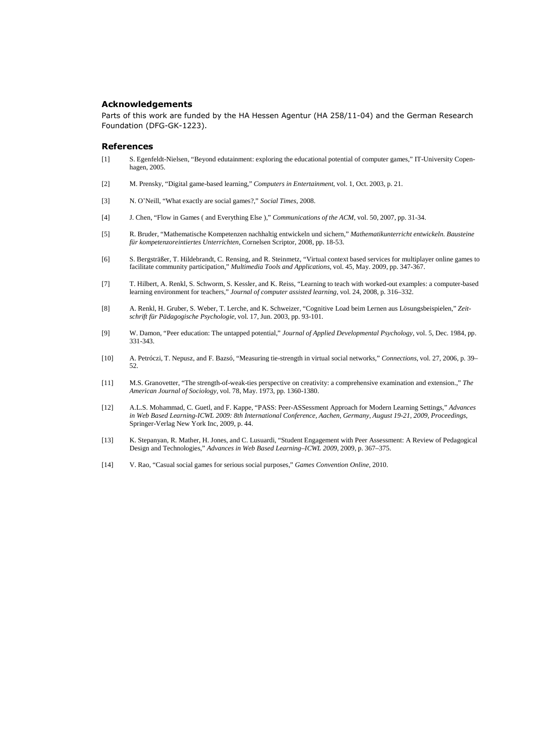## Acknowledgements

Parts of this work are funded by the HA Hessen Agentur (HA 258/11-04) and the German Research Foundation (DFG-GK-1223).

## References

[1] S. Egenfeldt-Nielsen, "Beyond edutainment: exploring the educational potential of computer games," IT-University Copenhagen, 2005.

[2] M. Prensky, "Digital game-based learning," *Computers in Entertainment*, vol. 1, Oct. 2003, p. 21.

[3] N. O'Neill, "What exactly are social games?," *Social Times*, 2008.

[4] J. Chen, "Flow in Games ( and Everything Else )," *Communications of the ACM*, vol. 50, 2007, pp. 31-34.

[5] R. Bruder, "Mathematische Kompetenzen nachhaltig entwickeln und sichern," *Mathematikunterricht entwickeln. Bausteine für kompetenzoreintiertes Unterrichten*, Cornelsen Scriptor, 2008, pp. 18-53.

[6] S. Bergsträßer, T. Hildebrandt, C. Rensing, and R. Steinmetz, "Virtual context based services for multiplayer online games to facilitate community participation," *Multimedia Tools and Applications*, vol. 45, May. 2009, pp. 347-367.

[7] T. Hilbert, A. Renkl, S. Schworm, S. Kessler, and K. Reiss, "Learning to teach with worked-out examples: a computer-based learning environment for teachers," *Journal of computer assisted learning*, vol. 24, 2008, p. 316–332.

[8] A. Renkl, H. Gruber, S. Weber, T. Lerche, and K. Schweizer, "Cognitive Load beim Lernen aus Lösungsbeispielen," *Zeitschrift für Pädagogische Psychologie*, vol. 17, Jun. 2003, pp. 93-101.

[9] W. Damon, "Peer education: The untapped potential," *Journal of Applied Developmental Psychology*, vol. 5, Dec. 1984, pp. 331-343.

[10] A. Petróczi, T. Nepusz, and F. Bazsó, "Measuring tie-strength in virtual social networks," *Connections*, vol. 27, 2006, p. 39–52.

[11] M.S. Granovetter, "The strength-of-weak-ties perspective on creativity: a comprehensive examination and extension.," *The American Journal of Sociology*, vol. 78, May. 1973, pp. 1360-1380.

[12] A.L.S. Mohammad, C. Guetl, and F. Kappe, "PASS: Peer-ASSessment Approach for Modern Learning Settings," *Advances in Web Based Learning-ICWL 2009: 8th International Conference, Aachen, Germany, August 19-21, 2009, Proceedings*, Springer-Verlag New York Inc, 2009, p. 44.

[13] K. Stepanyan, R. Mather, H. Jones, and C. Lusuardi, "Student Engagement with Peer Assessment: A Review of Pedagogical Design and Technologies," *Advances in Web Based Learning–ICWL 2009*, 2009, p. 367–375.

[14] V. Rao, "Casual social games for serious social purposes," *Games Convention Online*, 2010.